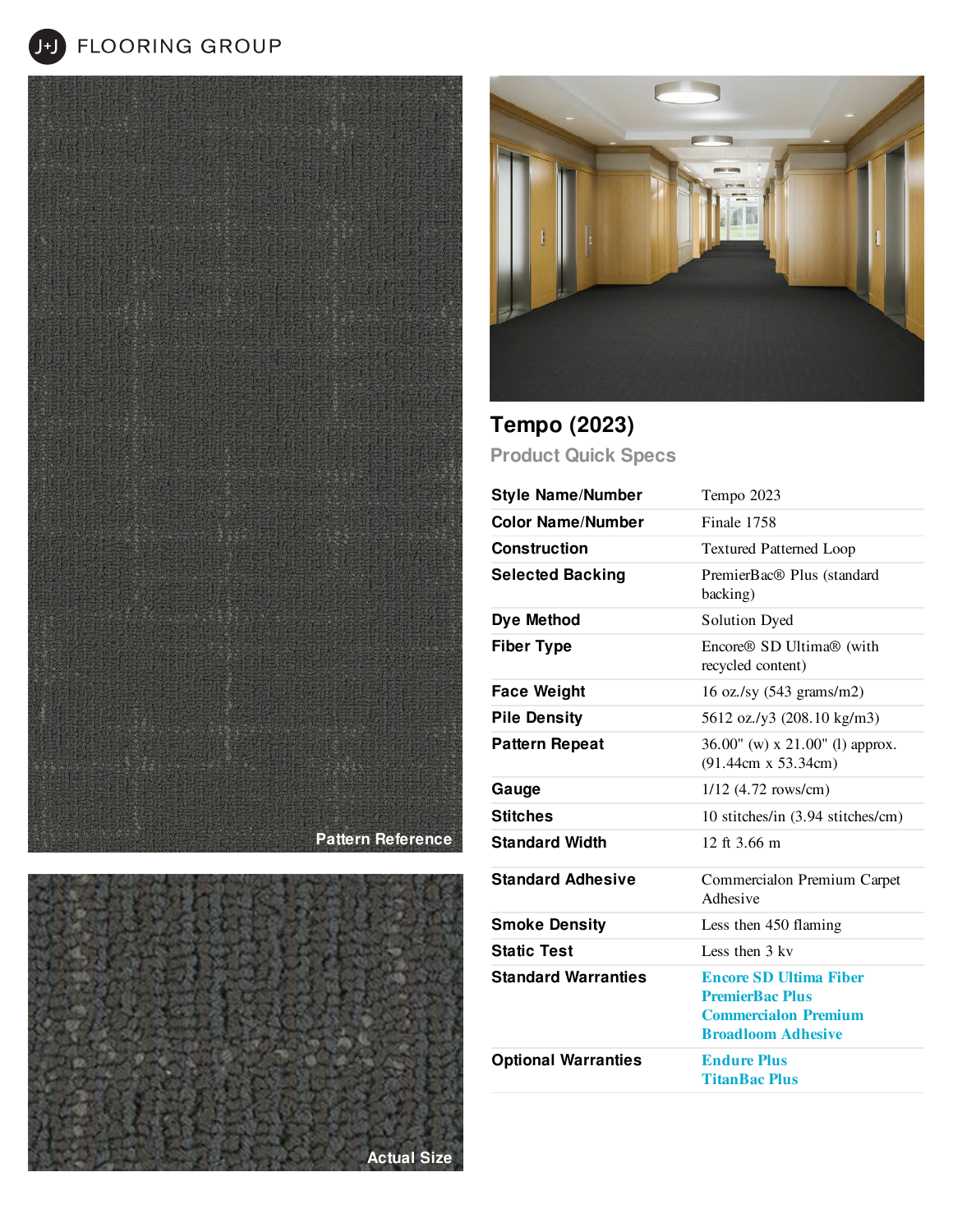J+J FLOORING GROUP

Pattern Reference

Actual Size

# Tempo (2023)

## Product Quick Specs

| | |
|---|---|
| **Style Name/Number** | Tempo 2023 |
| **Color Name/Number** | Finale 1758 |
| **Construction** | Textured Patterned Loop |
| **Selected Backing** | PremierBac® Plus (standard backing) |
| **Dye Method** | Solution Dyed |
| **Fiber Type** | Encore® SD Ultima® (with recycled content) |
| **Face Weight** | 16 oz./sy (543 grams/m2) |
| **Pile Density** | 5612 oz./y3 (208.10 kg/m3) |
| **Pattern Repeat** | 36.00" (w) x 21.00" (l) approx. (91.44cm x 53.34cm) |
| **Gauge** | 1/12 (4.72 rows/cm) |
| **Stitches** | 10 stitches/in (3.94 stitches/cm) |
| **Standard Width** | 12 ft 3.66 m |
| **Standard Adhesive** | Commercialon Premium Carpet Adhesive |
| **Smoke Density** | Less then 450 flaming |
| **Static Test** | Less then 3 kv |
| **Standard Warranties** | Encore SD Ultima Fiber<br>PremierBac Plus<br>Commercialon Premium Broadloom Adhesive |
| **Optional Warranties** | Endure Plus<br>TitanBac Plus |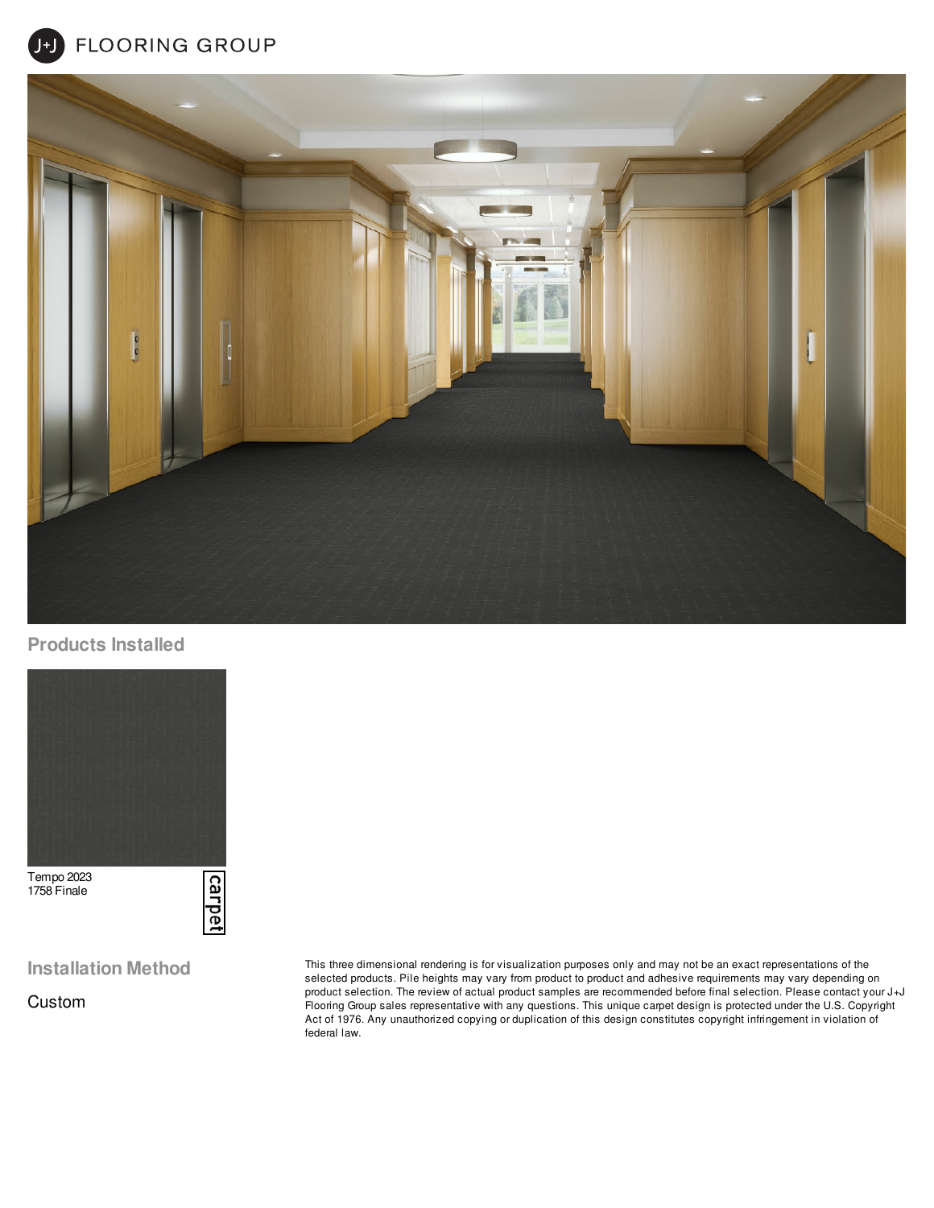J+J FLOORING GROUP

## Products Installed

Tempo 2023
1758 Finale

carpet

## Installation Method

Custom

This three dimensional rendering is for visualization purposes only and may not be an exact representations of the selected products. Pile heights may vary from product to product and adhesive requirements may vary depending on product selection. The review of actual product samples are recommended before final selection. Please contact your J+J Flooring Group sales representative with any questions. This unique carpet design is protected under the U.S. Copyright Act of 1976. Any unauthorized copying or duplication of this design constitutes copyright infringement in violation of federal law.